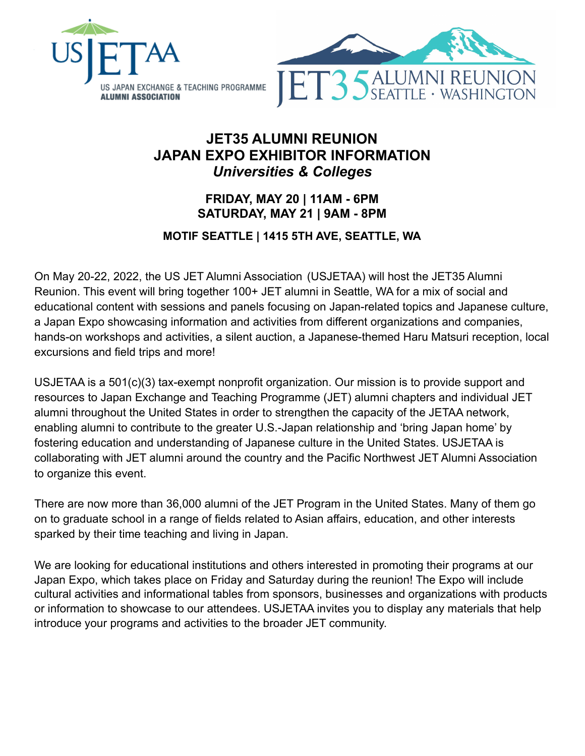USJETAA
US JAPAN EXCHANGE & TEACHING PROGRAMME
ALUMNI ASSOCIATION

JET35 ALUMNI REUNION
SEATTLE · WASHINGTON

# JET35 ALUMNI REUNION
# JAPAN EXPO EXHIBITOR INFORMATION
## *Universities & Colleges*

**FRIDAY, MAY 20 | 11AM - 6PM**
**SATURDAY, MAY 21 | 9AM - 8PM**

**MOTIF SEATTLE | 1415 5TH AVE, SEATTLE, WA**

On May 20-22, 2022, the US JET Alumni Association (USJETAA) will host the JET35 Alumni Reunion. This event will bring together 100+ JET alumni in Seattle, WA for a mix of social and educational content with sessions and panels focusing on Japan-related topics and Japanese culture, a Japan Expo showcasing information and activities from different organizations and companies, hands-on workshops and activities, a silent auction, a Japanese-themed Haru Matsuri reception, local excursions and field trips and more!

USJETAA is a 501(c)(3) tax-exempt nonprofit organization. Our mission is to provide support and resources to Japan Exchange and Teaching Programme (JET) alumni chapters and individual JET alumni throughout the United States in order to strengthen the capacity of the JETAA network, enabling alumni to contribute to the greater U.S.-Japan relationship and 'bring Japan home' by fostering education and understanding of Japanese culture in the United States. USJETAA is collaborating with JET alumni around the country and the Pacific Northwest JET Alumni Association to organize this event.

There are now more than 36,000 alumni of the JET Program in the United States. Many of them go on to graduate school in a range of fields related to Asian affairs, education, and other interests sparked by their time teaching and living in Japan.

We are looking for educational institutions and others interested in promoting their programs at our Japan Expo, which takes place on Friday and Saturday during the reunion! The Expo will include cultural activities and informational tables from sponsors, businesses and organizations with products or information to showcase to our attendees. USJETAA invites you to display any materials that help introduce your programs and activities to the broader JET community.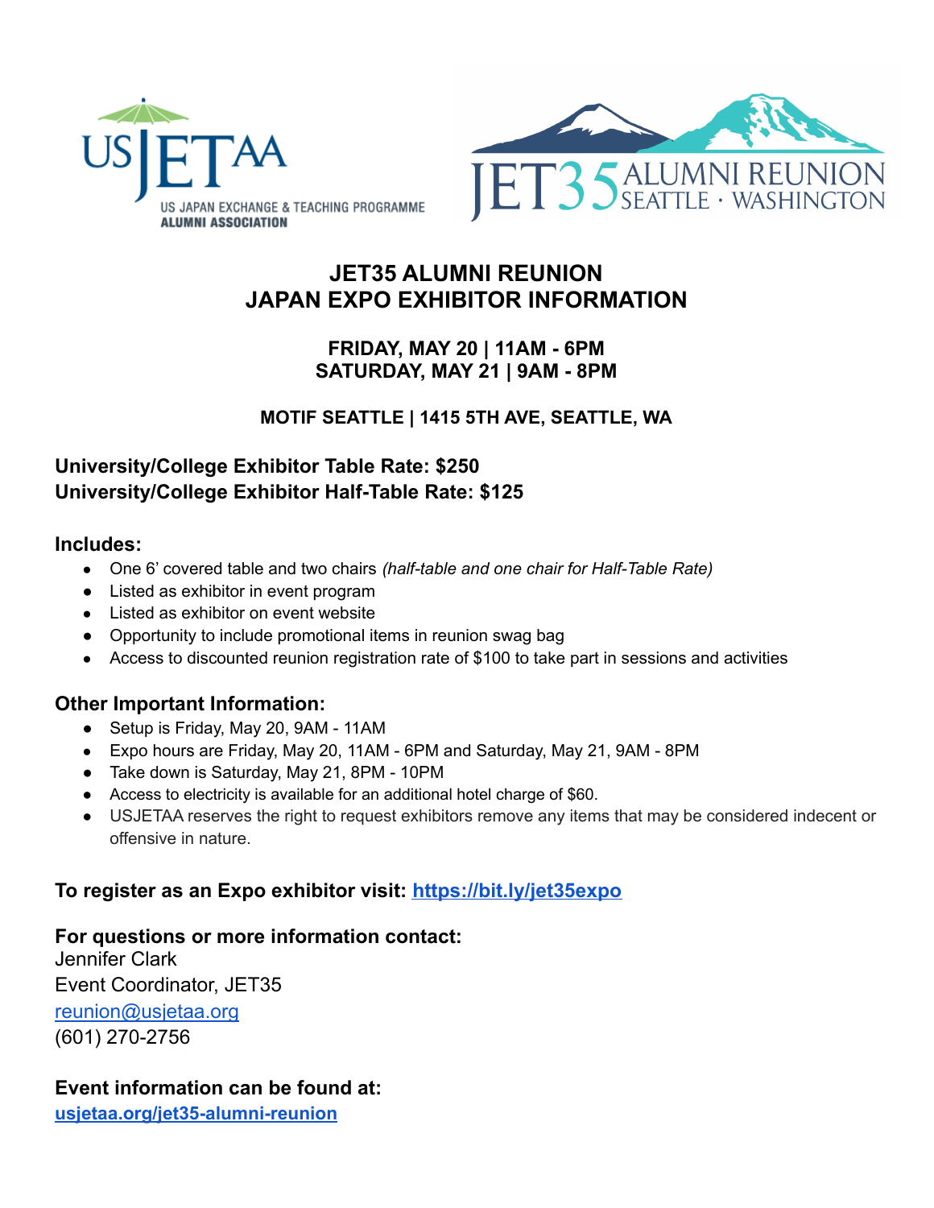# JET35 ALUMNI REUNION
# JAPAN EXPO EXHIBITOR INFORMATION

**FRIDAY, MAY 20 | 11AM - 6PM**
**SATURDAY, MAY 21 | 9AM - 8PM**

**MOTIF SEATTLE | 1415 5TH AVE, SEATTLE, WA**

**University/College Exhibitor Table Rate: $250**
**University/College Exhibitor Half-Table Rate: $125**

### Includes:

- One 6' covered table and two chairs *(half-table and one chair for Half-Table Rate)*
- Listed as exhibitor in event program
- Listed as exhibitor on event website
- Opportunity to include promotional items in reunion swag bag
- Access to discounted reunion registration rate of $100 to take part in sessions and activities

### Other Important Information:

- Setup is Friday, May 20, 9AM - 11AM
- Expo hours are Friday, May 20, 11AM - 6PM and Saturday, May 21, 9AM - 8PM
- Take down is Saturday, May 21, 8PM - 10PM
- Access to electricity is available for an additional hotel charge of $60.
- USJETAA reserves the right to request exhibitors remove any items that may be considered indecent or offensive in nature.

**To register as an Expo exhibitor visit: https://bit.ly/jet35expo**

**For questions or more information contact:**
Jennifer Clark
Event Coordinator, JET35
reunion@usjetaa.org
(601) 270-2756

**Event information can be found at:**
**usjetaa.org/jet35-alumni-reunion**